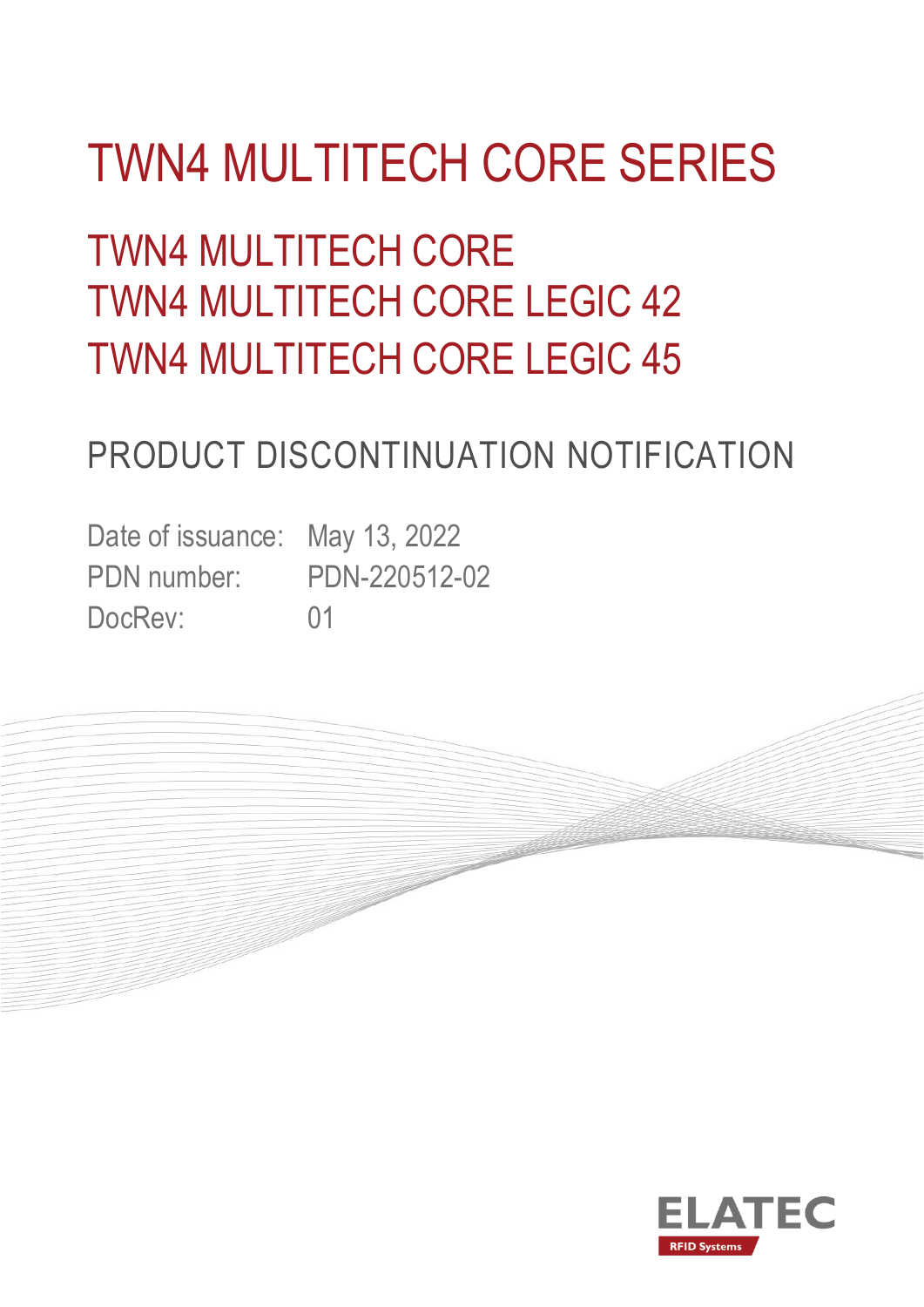# TWN4 MULTITECH CORE SERIES

## TWN4 MULTITECH CORE
## TWN4 MULTITECH CORE LEGIC 42
## TWN4 MULTITECH CORE LEGIC 45

## PRODUCT DISCONTINUATION NOTIFICATION

Date of issuance: May 13, 2022
PDN number: PDN-220512-02
DocRev: 01

ELATEC
RFID Systems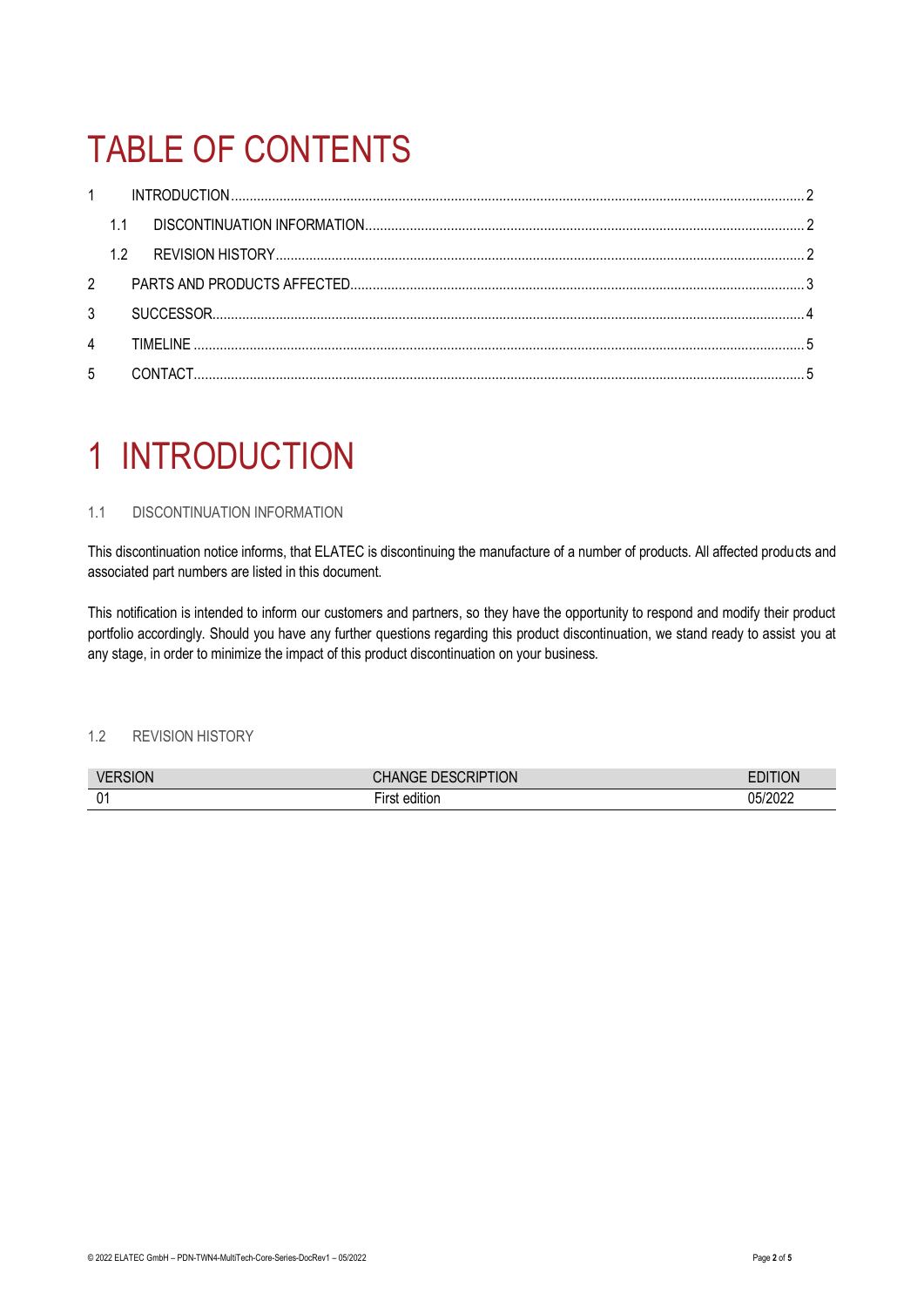# TABLE OF CONTENTS

1 INTRODUCTION ..... 2
  1.1 DISCONTINUATION INFORMATION ..... 2
  1.2 REVISION HISTORY ..... 2
2 PARTS AND PRODUCTS AFFECTED ..... 3
3 SUCCESSOR ..... 4
4 TIMELINE ..... 5
5 CONTACT ..... 5

# 1 INTRODUCTION

### 1.1 DISCONTINUATION INFORMATION

This discontinuation notice informs, that ELATEC is discontinuing the manufacture of a number of products. All affected products and associated part numbers are listed in this document.

This notification is intended to inform our customers and partners, so they have the opportunity to respond and modify their product portfolio accordingly. Should you have any further questions regarding this product discontinuation, we stand ready to assist you at any stage, in order to minimize the impact of this product discontinuation on your business.

### 1.2 REVISION HISTORY

| VERSION | CHANGE DESCRIPTION | EDITION |
|---|---|---|
| 01 | First edition | 05/2022 |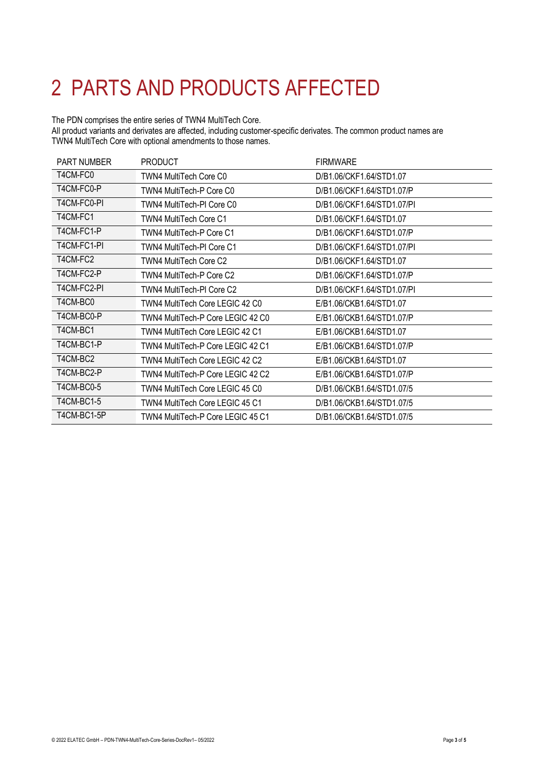# 2 PARTS AND PRODUCTS AFFECTED

The PDN comprises the entire series of TWN4 MultiTech Core.
All product variants and derivates are affected, including customer-specific derivates. The common product names are TWN4 MultiTech Core with optional amendments to those names.

| PART NUMBER | PRODUCT | FIRMWARE |
|---|---|---|
| T4CM-FC0 | TWN4 MultiTech Core C0 | D/B1.06/CKF1.64/STD1.07 |
| T4CM-FC0-P | TWN4 MultiTech-P Core C0 | D/B1.06/CKF1.64/STD1.07/P |
| T4CM-FC0-PI | TWN4 MultiTech-PI Core C0 | D/B1.06/CKF1.64/STD1.07/PI |
| T4CM-FC1 | TWN4 MultiTech Core C1 | D/B1.06/CKF1.64/STD1.07 |
| T4CM-FC1-P | TWN4 MultiTech-P Core C1 | D/B1.06/CKF1.64/STD1.07/P |
| T4CM-FC1-PI | TWN4 MultiTech-PI Core C1 | D/B1.06/CKF1.64/STD1.07/PI |
| T4CM-FC2 | TWN4 MultiTech Core C2 | D/B1.06/CKF1.64/STD1.07 |
| T4CM-FC2-P | TWN4 MultiTech-P Core C2 | D/B1.06/CKF1.64/STD1.07/P |
| T4CM-FC2-PI | TWN4 MultiTech-PI Core C2 | D/B1.06/CKF1.64/STD1.07/PI |
| T4CM-BC0 | TWN4 MultiTech Core LEGIC 42 C0 | E/B1.06/CKB1.64/STD1.07 |
| T4CM-BC0-P | TWN4 MultiTech-P Core LEGIC 42 C0 | E/B1.06/CKB1.64/STD1.07/P |
| T4CM-BC1 | TWN4 MultiTech Core LEGIC 42 C1 | E/B1.06/CKB1.64/STD1.07 |
| T4CM-BC1-P | TWN4 MultiTech-P Core LEGIC 42 C1 | E/B1.06/CKB1.64/STD1.07/P |
| T4CM-BC2 | TWN4 MultiTech Core LEGIC 42 C2 | E/B1.06/CKB1.64/STD1.07 |
| T4CM-BC2-P | TWN4 MultiTech-P Core LEGIC 42 C2 | E/B1.06/CKB1.64/STD1.07/P |
| T4CM-BC0-5 | TWN4 MultiTech Core LEGIC 45 C0 | D/B1.06/CKB1.64/STD1.07/5 |
| T4CM-BC1-5 | TWN4 MultiTech Core LEGIC 45 C1 | D/B1.06/CKB1.64/STD1.07/5 |
| T4CM-BC1-5P | TWN4 MultiTech-P Core LEGIC 45 C1 | D/B1.06/CKB1.64/STD1.07/5 |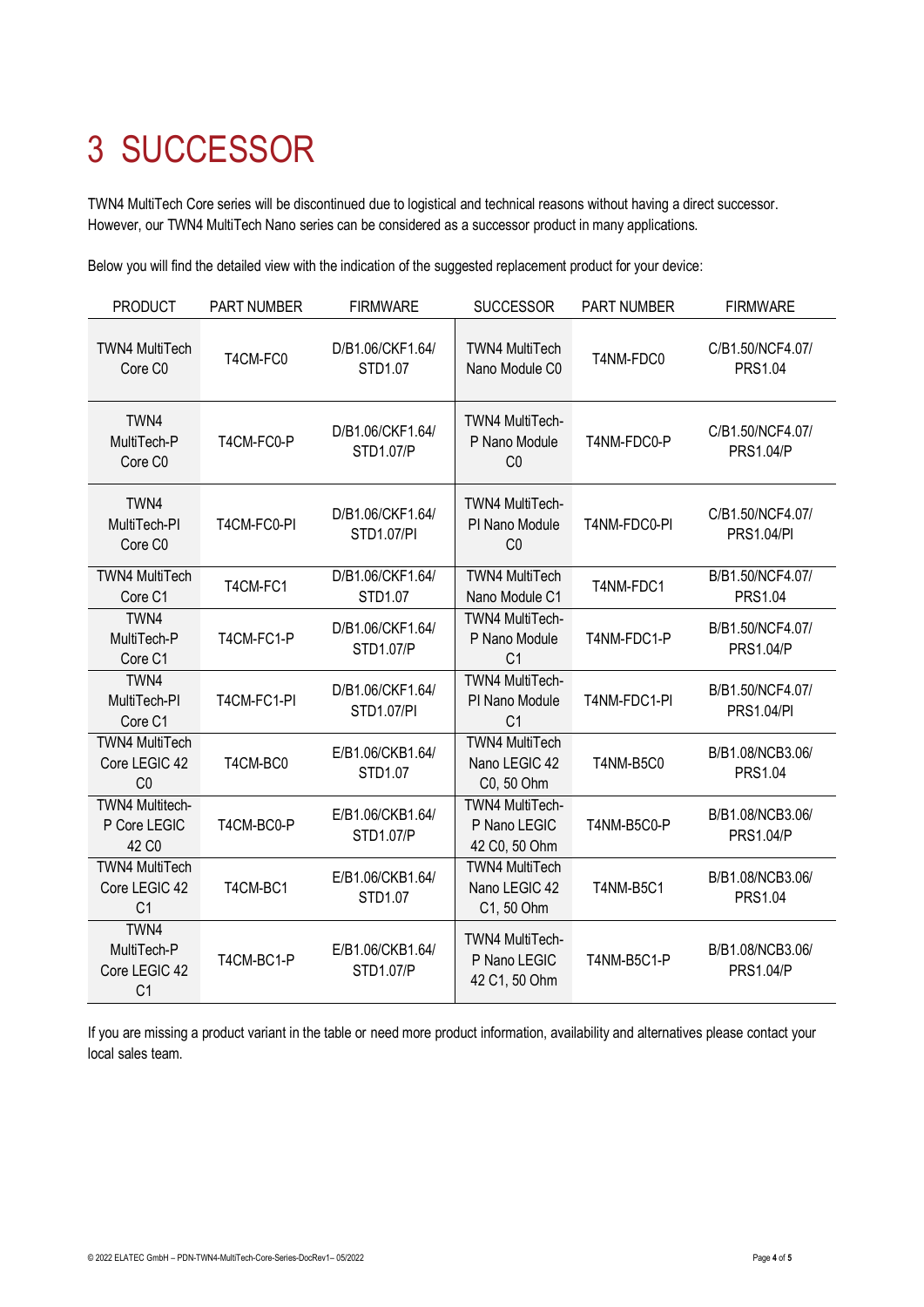# 3 SUCCESSOR

TWN4 MultiTech Core series will be discontinued due to logistical and technical reasons without having a direct successor. However, our TWN4 MultiTech Nano series can be considered as a successor product in many applications.

Below you will find the detailed view with the indication of the suggested replacement product for your device:

| PRODUCT | PART NUMBER | FIRMWARE | SUCCESSOR | PART NUMBER | FIRMWARE |
|---|---|---|---|---|---|
| TWN4 MultiTech Core C0 | T4CM-FC0 | D/B1.06/CKF1.64/ STD1.07 | TWN4 MultiTech Nano Module C0 | T4NM-FDC0 | C/B1.50/NCF4.07/ PRS1.04 |
| TWN4 MultiTech-P Core C0 | T4CM-FC0-P | D/B1.06/CKF1.64/ STD1.07/P | TWN4 MultiTech-P Nano Module C0 | T4NM-FDC0-P | C/B1.50/NCF4.07/ PRS1.04/P |
| TWN4 MultiTech-PI Core C0 | T4CM-FC0-PI | D/B1.06/CKF1.64/ STD1.07/PI | TWN4 MultiTech-PI Nano Module C0 | T4NM-FDC0-PI | C/B1.50/NCF4.07/ PRS1.04/PI |
| TWN4 MultiTech Core C1 | T4CM-FC1 | D/B1.06/CKF1.64/ STD1.07 | TWN4 MultiTech Nano Module C1 | T4NM-FDC1 | B/B1.50/NCF4.07/ PRS1.04 |
| TWN4 MultiTech-P Core C1 | T4CM-FC1-P | D/B1.06/CKF1.64/ STD1.07/P | TWN4 MultiTech-P Nano Module C1 | T4NM-FDC1-P | B/B1.50/NCF4.07/ PRS1.04/P |
| TWN4 MultiTech-PI Core C1 | T4CM-FC1-PI | D/B1.06/CKF1.64/ STD1.07/PI | TWN4 MultiTech-PI Nano Module C1 | T4NM-FDC1-PI | B/B1.50/NCF4.07/ PRS1.04/PI |
| TWN4 MultiTech Core LEGIC 42 C0 | T4CM-BC0 | E/B1.06/CKB1.64/ STD1.07 | TWN4 MultiTech Nano LEGIC 42 C0, 50 Ohm | T4NM-B5C0 | B/B1.08/NCB3.06/ PRS1.04 |
| TWN4 Multitech-P Core LEGIC 42 C0 | T4CM-BC0-P | E/B1.06/CKB1.64/ STD1.07/P | TWN4 MultiTech-P Nano LEGIC 42 C0, 50 Ohm | T4NM-B5C0-P | B/B1.08/NCB3.06/ PRS1.04/P |
| TWN4 MultiTech Core LEGIC 42 C1 | T4CM-BC1 | E/B1.06/CKB1.64/ STD1.07 | TWN4 MultiTech Nano LEGIC 42 C1, 50 Ohm | T4NM-B5C1 | B/B1.08/NCB3.06/ PRS1.04 |
| TWN4 MultiTech-P Core LEGIC 42 C1 | T4CM-BC1-P | E/B1.06/CKB1.64/ STD1.07/P | TWN4 MultiTech-P Nano LEGIC 42 C1, 50 Ohm | T4NM-B5C1-P | B/B1.08/NCB3.06/ PRS1.04/P |

If you are missing a product variant in the table or need more product information, availability and alternatives please contact your local sales team.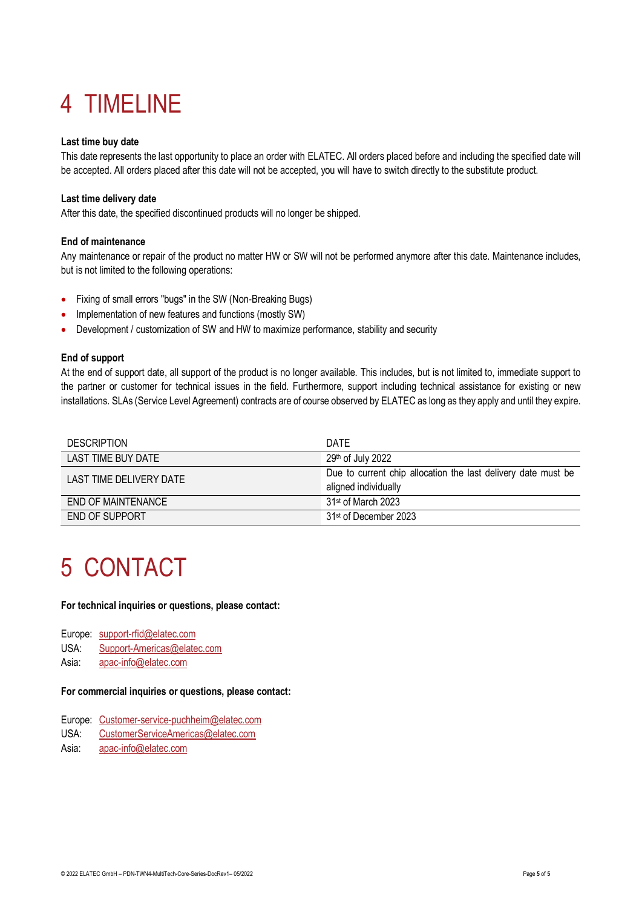# 4 TIMELINE

**Last time buy date**

This date represents the last opportunity to place an order with ELATEC. All orders placed before and including the specified date will be accepted. All orders placed after this date will not be accepted, you will have to switch directly to the substitute product.

**Last time delivery date**

After this date, the specified discontinued products will no longer be shipped.

**End of maintenance**

Any maintenance or repair of the product no matter HW or SW will not be performed anymore after this date. Maintenance includes, but is not limited to the following operations:

- Fixing of small errors "bugs" in the SW (Non-Breaking Bugs)
- Implementation of new features and functions (mostly SW)
- Development / customization of SW and HW to maximize performance, stability and security

**End of support**

At the end of support date, all support of the product is no longer available. This includes, but is not limited to, immediate support to the partner or customer for technical issues in the field. Furthermore, support including technical assistance for existing or new installations. SLAs (Service Level Agreement) contracts are of course observed by ELATEC as long as they apply and until they expire.

| DESCRIPTION | DATE |
|---|---|
| LAST TIME BUY DATE | 29th of July 2022 |
| LAST TIME DELIVERY DATE | Due to current chip allocation the last delivery date must be aligned individually |
| END OF MAINTENANCE | 31st of March 2023 |
| END OF SUPPORT | 31st of December 2023 |

# 5 CONTACT

**For technical inquiries or questions, please contact:**

Europe: support-rfid@elatec.com
USA: Support-Americas@elatec.com
Asia: apac-info@elatec.com

**For commercial inquiries or questions, please contact:**

Europe: Customer-service-puchheim@elatec.com
USA: CustomerServiceAmericas@elatec.com
Asia: apac-info@elatec.com